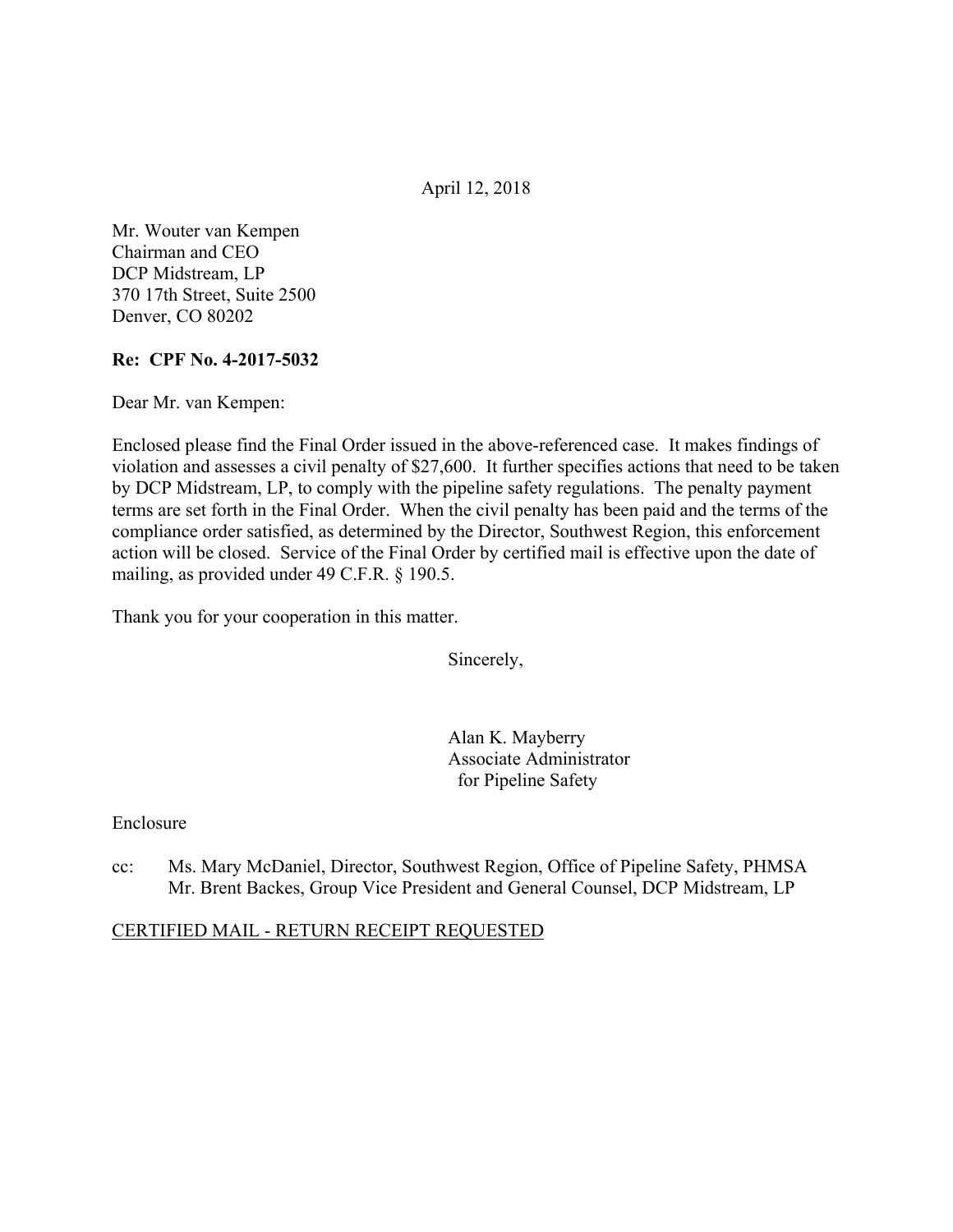April 12, 2018

Mr. Wouter van Kempen
Chairman and CEO
DCP Midstream, LP
370 17th Street, Suite 2500
Denver, CO 80202

**Re: CPF No. 4-2017-5032**

Dear Mr. van Kempen:

Enclosed please find the Final Order issued in the above-referenced case. It makes findings of violation and assesses a civil penalty of $27,600. It further specifies actions that need to be taken by DCP Midstream, LP, to comply with the pipeline safety regulations. The penalty payment terms are set forth in the Final Order. When the civil penalty has been paid and the terms of the compliance order satisfied, as determined by the Director, Southwest Region, this enforcement action will be closed. Service of the Final Order by certified mail is effective upon the date of mailing, as provided under 49 C.F.R. § 190.5.

Thank you for your cooperation in this matter.

Sincerely,

Alan K. Mayberry
Associate Administrator
for Pipeline Safety

Enclosure

cc: Ms. Mary McDaniel, Director, Southwest Region, Office of Pipeline Safety, PHMSA
Mr. Brent Backes, Group Vice President and General Counsel, DCP Midstream, LP

<u>CERTIFIED MAIL - RETURN RECEIPT REQUESTED</u>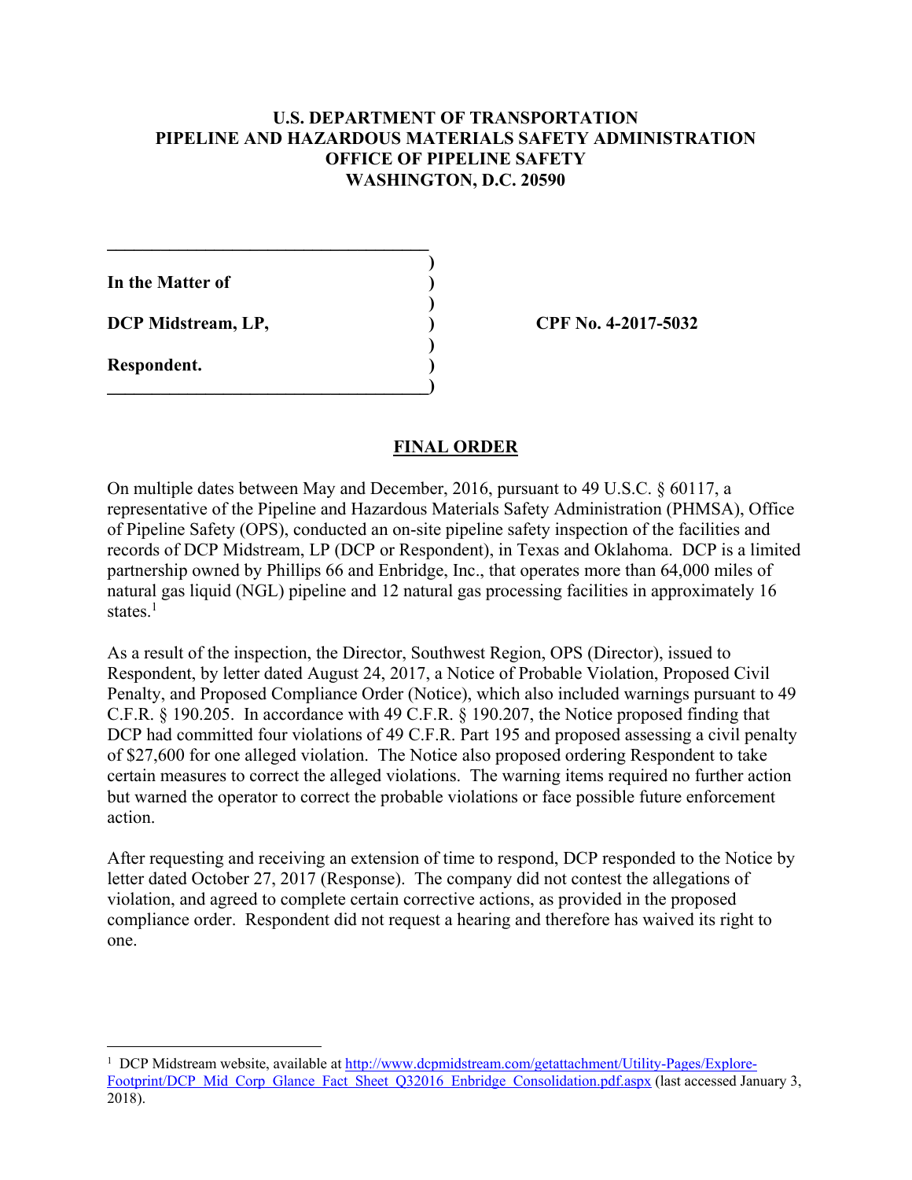**U.S. DEPARTMENT OF TRANSPORTATION**
**PIPELINE AND HAZARDOUS MATERIALS SAFETY ADMINISTRATION**
**OFFICE OF PIPELINE SAFETY**
**WASHINGTON, D.C. 20590**

| | |
|---|---|
| **In the Matter of** | |
| **DCP Midstream, LP,** | **CPF No. 4-2017-5032** |
| **Respondent.** | |

## FINAL ORDER

On multiple dates between May and December, 2016, pursuant to 49 U.S.C. § 60117, a representative of the Pipeline and Hazardous Materials Safety Administration (PHMSA), Office of Pipeline Safety (OPS), conducted an on-site pipeline safety inspection of the facilities and records of DCP Midstream, LP (DCP or Respondent), in Texas and Oklahoma. DCP is a limited partnership owned by Phillips 66 and Enbridge, Inc., that operates more than 64,000 miles of natural gas liquid (NGL) pipeline and 12 natural gas processing facilities in approximately 16 states.[1]

As a result of the inspection, the Director, Southwest Region, OPS (Director), issued to Respondent, by letter dated August 24, 2017, a Notice of Probable Violation, Proposed Civil Penalty, and Proposed Compliance Order (Notice), which also included warnings pursuant to 49 C.F.R. § 190.205. In accordance with 49 C.F.R. § 190.207, the Notice proposed finding that DCP had committed four violations of 49 C.F.R. Part 195 and proposed assessing a civil penalty of $27,600 for one alleged violation. The Notice also proposed ordering Respondent to take certain measures to correct the alleged violations. The warning items required no further action but warned the operator to correct the probable violations or face possible future enforcement action.

After requesting and receiving an extension of time to respond, DCP responded to the Notice by letter dated October 27, 2017 (Response). The company did not contest the allegations of violation, and agreed to complete certain corrective actions, as provided in the proposed compliance order. Respondent did not request a hearing and therefore has waived its right to one.

---

[1] DCP Midstream website, available at http://www.dcpmidstream.com/getattachment/Utility-Pages/Explore-Footprint/DCP_Mid_Corp_Glance_Fact_Sheet_Q32016_Enbridge_Consolidation.pdf.aspx (last accessed January 3, 2018).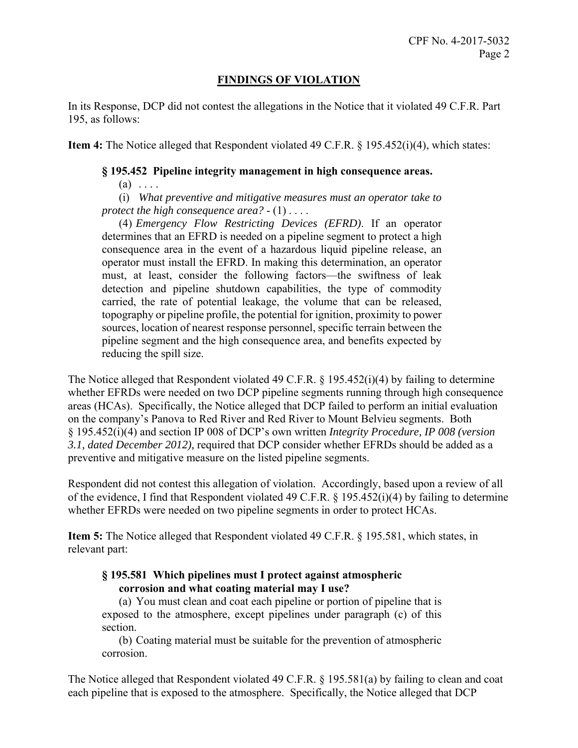## FINDINGS OF VIOLATION

In its Response, DCP did not contest the allegations in the Notice that it violated 49 C.F.R. Part 195, as follows:

**Item 4:** The Notice alleged that Respondent violated 49 C.F.R. § 195.452(i)(4), which states:

> **§ 195.452 Pipeline integrity management in high consequence areas.**
>
> (a) . . . .
>
> (i) *What preventive and mitigative measures must an operator take to protect the high consequence area?* - (1) . . . .
>
> (4) *Emergency Flow Restricting Devices (EFRD)*. If an operator determines that an EFRD is needed on a pipeline segment to protect a high consequence area in the event of a hazardous liquid pipeline release, an operator must install the EFRD. In making this determination, an operator must, at least, consider the following factors—the swiftness of leak detection and pipeline shutdown capabilities, the type of commodity carried, the rate of potential leakage, the volume that can be released, topography or pipeline profile, the potential for ignition, proximity to power sources, location of nearest response personnel, specific terrain between the pipeline segment and the high consequence area, and benefits expected by reducing the spill size.

The Notice alleged that Respondent violated 49 C.F.R. § 195.452(i)(4) by failing to determine whether EFRDs were needed on two DCP pipeline segments running through high consequence areas (HCAs). Specifically, the Notice alleged that DCP failed to perform an initial evaluation on the company's Panova to Red River and Red River to Mount Belvieu segments. Both § 195.452(i)(4) and section IP 008 of DCP's own written *Integrity Procedure, IP 008 (version 3.1, dated December 2012),* required that DCP consider whether EFRDs should be added as a preventive and mitigative measure on the listed pipeline segments.

Respondent did not contest this allegation of violation. Accordingly, based upon a review of all of the evidence, I find that Respondent violated 49 C.F.R. § 195.452(i)(4) by failing to determine whether EFRDs were needed on two pipeline segments in order to protect HCAs.

**Item 5:** The Notice alleged that Respondent violated 49 C.F.R. § 195.581, which states, in relevant part:

> **§ 195.581 Which pipelines must I protect against atmospheric corrosion and what coating material may I use?**
>
> (a) You must clean and coat each pipeline or portion of pipeline that is exposed to the atmosphere, except pipelines under paragraph (c) of this section.
>
> (b) Coating material must be suitable for the prevention of atmospheric corrosion.

The Notice alleged that Respondent violated 49 C.F.R. § 195.581(a) by failing to clean and coat each pipeline that is exposed to the atmosphere. Specifically, the Notice alleged that DCP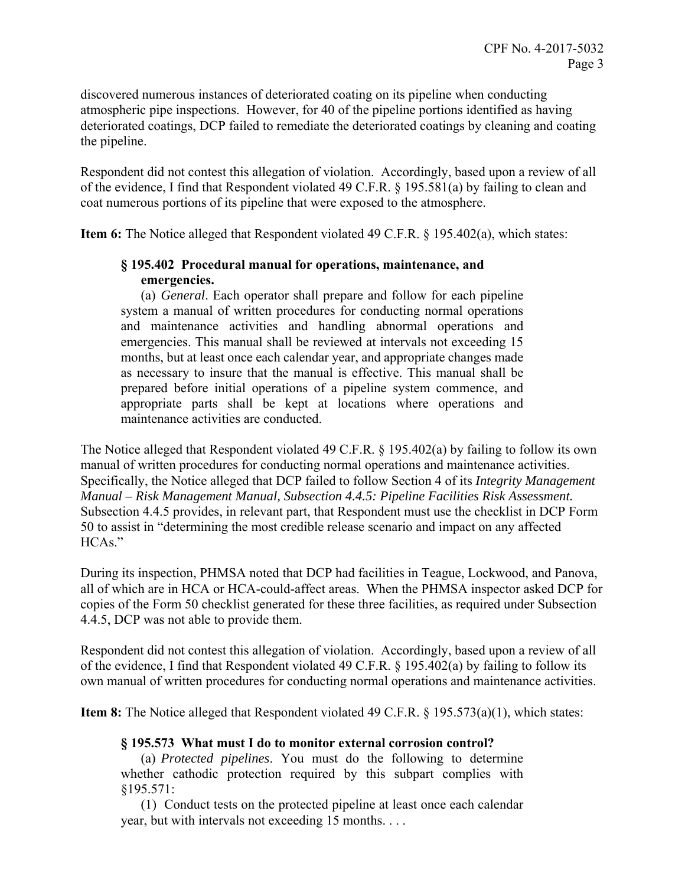discovered numerous instances of deteriorated coating on its pipeline when conducting atmospheric pipe inspections. However, for 40 of the pipeline portions identified as having deteriorated coatings, DCP failed to remediate the deteriorated coatings by cleaning and coating the pipeline.

Respondent did not contest this allegation of violation. Accordingly, based upon a review of all of the evidence, I find that Respondent violated 49 C.F.R. § 195.581(a) by failing to clean and coat numerous portions of its pipeline that were exposed to the atmosphere.

**Item 6:** The Notice alleged that Respondent violated 49 C.F.R. § 195.402(a), which states:

> **§ 195.402 Procedural manual for operations, maintenance, and emergencies.**
>
> (a) *General*. Each operator shall prepare and follow for each pipeline system a manual of written procedures for conducting normal operations and maintenance activities and handling abnormal operations and emergencies. This manual shall be reviewed at intervals not exceeding 15 months, but at least once each calendar year, and appropriate changes made as necessary to insure that the manual is effective. This manual shall be prepared before initial operations of a pipeline system commence, and appropriate parts shall be kept at locations where operations and maintenance activities are conducted.

The Notice alleged that Respondent violated 49 C.F.R. § 195.402(a) by failing to follow its own manual of written procedures for conducting normal operations and maintenance activities. Specifically, the Notice alleged that DCP failed to follow Section 4 of its *Integrity Management Manual – Risk Management Manual, Subsection 4.4.5: Pipeline Facilities Risk Assessment.* Subsection 4.4.5 provides, in relevant part, that Respondent must use the checklist in DCP Form 50 to assist in "determining the most credible release scenario and impact on any affected HCAs."

During its inspection, PHMSA noted that DCP had facilities in Teague, Lockwood, and Panova, all of which are in HCA or HCA-could-affect areas. When the PHMSA inspector asked DCP for copies of the Form 50 checklist generated for these three facilities, as required under Subsection 4.4.5, DCP was not able to provide them.

Respondent did not contest this allegation of violation. Accordingly, based upon a review of all of the evidence, I find that Respondent violated 49 C.F.R. § 195.402(a) by failing to follow its own manual of written procedures for conducting normal operations and maintenance activities.

**Item 8:** The Notice alleged that Respondent violated 49 C.F.R. § 195.573(a)(1), which states:

> **§ 195.573 What must I do to monitor external corrosion control?**
>
> (a) *Protected pipelines*. You must do the following to determine whether cathodic protection required by this subpart complies with §195.571:
>
> (1) Conduct tests on the protected pipeline at least once each calendar year, but with intervals not exceeding 15 months. . . .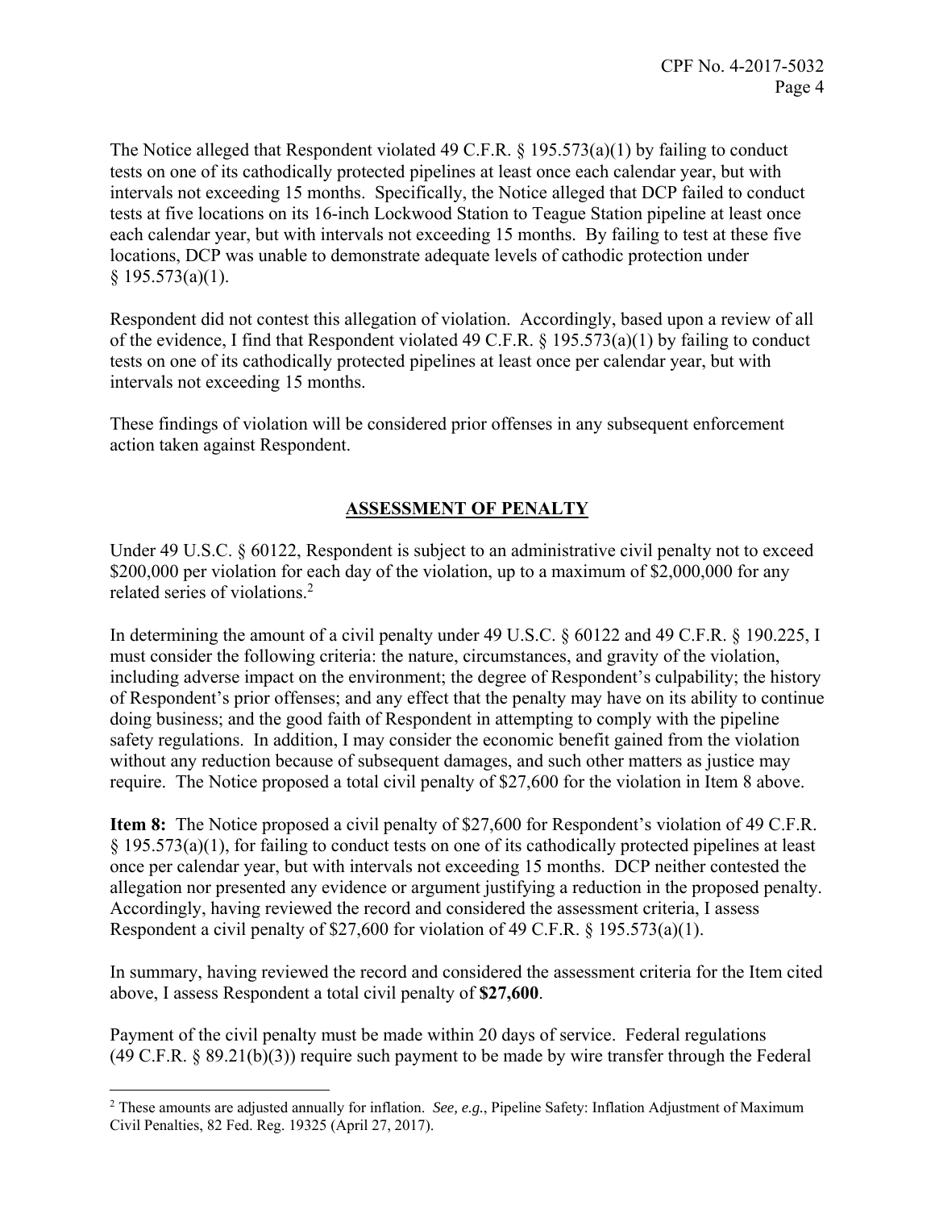The Notice alleged that Respondent violated 49 C.F.R. § 195.573(a)(1) by failing to conduct tests on one of its cathodically protected pipelines at least once each calendar year, but with intervals not exceeding 15 months. Specifically, the Notice alleged that DCP failed to conduct tests at five locations on its 16-inch Lockwood Station to Teague Station pipeline at least once each calendar year, but with intervals not exceeding 15 months. By failing to test at these five locations, DCP was unable to demonstrate adequate levels of cathodic protection under § 195.573(a)(1).

Respondent did not contest this allegation of violation. Accordingly, based upon a review of all of the evidence, I find that Respondent violated 49 C.F.R. § 195.573(a)(1) by failing to conduct tests on one of its cathodically protected pipelines at least once per calendar year, but with intervals not exceeding 15 months.

These findings of violation will be considered prior offenses in any subsequent enforcement action taken against Respondent.

## ASSESSMENT OF PENALTY

Under 49 U.S.C. § 60122, Respondent is subject to an administrative civil penalty not to exceed \$200,000 per violation for each day of the violation, up to a maximum of \$2,000,000 for any related series of violations.[2]

In determining the amount of a civil penalty under 49 U.S.C. § 60122 and 49 C.F.R. § 190.225, I must consider the following criteria: the nature, circumstances, and gravity of the violation, including adverse impact on the environment; the degree of Respondent's culpability; the history of Respondent's prior offenses; and any effect that the penalty may have on its ability to continue doing business; and the good faith of Respondent in attempting to comply with the pipeline safety regulations. In addition, I may consider the economic benefit gained from the violation without any reduction because of subsequent damages, and such other matters as justice may require. The Notice proposed a total civil penalty of \$27,600 for the violation in Item 8 above.

**Item 8:** The Notice proposed a civil penalty of \$27,600 for Respondent's violation of 49 C.F.R. § 195.573(a)(1), for failing to conduct tests on one of its cathodically protected pipelines at least once per calendar year, but with intervals not exceeding 15 months. DCP neither contested the allegation nor presented any evidence or argument justifying a reduction in the proposed penalty. Accordingly, having reviewed the record and considered the assessment criteria, I assess Respondent a civil penalty of \$27,600 for violation of 49 C.F.R. § 195.573(a)(1).

In summary, having reviewed the record and considered the assessment criteria for the Item cited above, I assess Respondent a total civil penalty of **\$27,600**.

Payment of the civil penalty must be made within 20 days of service. Federal regulations (49 C.F.R. § 89.21(b)(3)) require such payment to be made by wire transfer through the Federal

[2] These amounts are adjusted annually for inflation. *See, e.g.*, Pipeline Safety: Inflation Adjustment of Maximum Civil Penalties, 82 Fed. Reg. 19325 (April 27, 2017).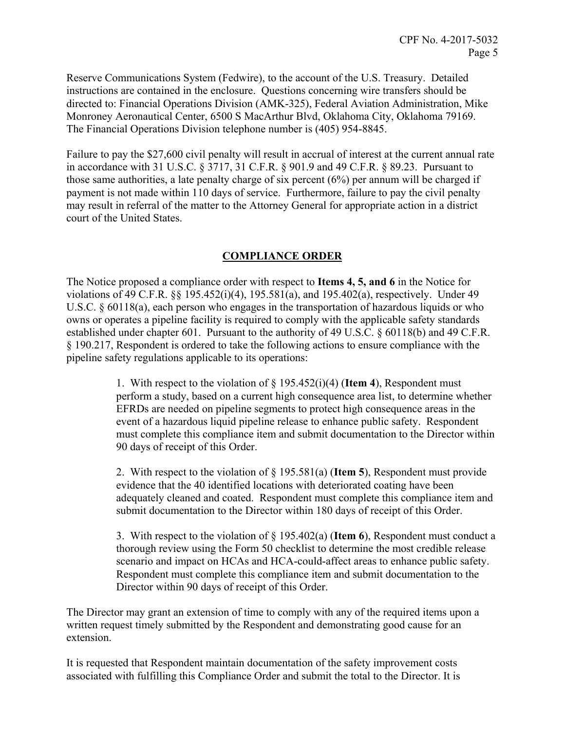Reserve Communications System (Fedwire), to the account of the U.S. Treasury. Detailed instructions are contained in the enclosure. Questions concerning wire transfers should be directed to: Financial Operations Division (AMK-325), Federal Aviation Administration, Mike Monroney Aeronautical Center, 6500 S MacArthur Blvd, Oklahoma City, Oklahoma 79169. The Financial Operations Division telephone number is (405) 954-8845.

Failure to pay the $27,600 civil penalty will result in accrual of interest at the current annual rate in accordance with 31 U.S.C. § 3717, 31 C.F.R. § 901.9 and 49 C.F.R. § 89.23. Pursuant to those same authorities, a late penalty charge of six percent (6%) per annum will be charged if payment is not made within 110 days of service. Furthermore, failure to pay the civil penalty may result in referral of the matter to the Attorney General for appropriate action in a district court of the United States.

## COMPLIANCE ORDER

The Notice proposed a compliance order with respect to **Items 4, 5, and 6** in the Notice for violations of 49 C.F.R. §§ 195.452(i)(4), 195.581(a), and 195.402(a), respectively. Under 49 U.S.C. § 60118(a), each person who engages in the transportation of hazardous liquids or who owns or operates a pipeline facility is required to comply with the applicable safety standards established under chapter 601. Pursuant to the authority of 49 U.S.C. § 60118(b) and 49 C.F.R. § 190.217, Respondent is ordered to take the following actions to ensure compliance with the pipeline safety regulations applicable to its operations:

1. With respect to the violation of § 195.452(i)(4) (**Item 4**), Respondent must perform a study, based on a current high consequence area list, to determine whether EFRDs are needed on pipeline segments to protect high consequence areas in the event of a hazardous liquid pipeline release to enhance public safety. Respondent must complete this compliance item and submit documentation to the Director within 90 days of receipt of this Order.

2. With respect to the violation of § 195.581(a) (**Item 5**), Respondent must provide evidence that the 40 identified locations with deteriorated coating have been adequately cleaned and coated. Respondent must complete this compliance item and submit documentation to the Director within 180 days of receipt of this Order.

3. With respect to the violation of § 195.402(a) (**Item 6**), Respondent must conduct a thorough review using the Form 50 checklist to determine the most credible release scenario and impact on HCAs and HCA-could-affect areas to enhance public safety. Respondent must complete this compliance item and submit documentation to the Director within 90 days of receipt of this Order.

The Director may grant an extension of time to comply with any of the required items upon a written request timely submitted by the Respondent and demonstrating good cause for an extension.

It is requested that Respondent maintain documentation of the safety improvement costs associated with fulfilling this Compliance Order and submit the total to the Director. It is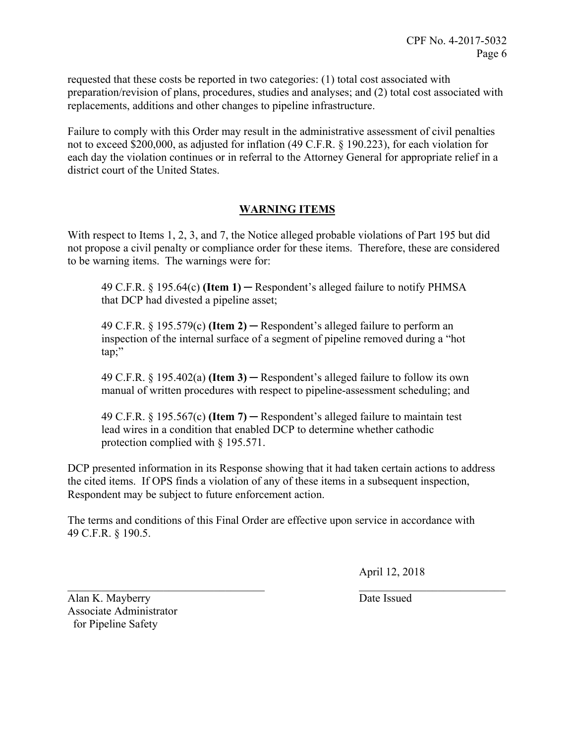requested that these costs be reported in two categories: (1) total cost associated with preparation/revision of plans, procedures, studies and analyses; and (2) total cost associated with replacements, additions and other changes to pipeline infrastructure.

Failure to comply with this Order may result in the administrative assessment of civil penalties not to exceed $200,000, as adjusted for inflation (49 C.F.R. § 190.223), for each violation for each day the violation continues or in referral to the Attorney General for appropriate relief in a district court of the United States.

## WARNING ITEMS

With respect to Items 1, 2, 3, and 7, the Notice alleged probable violations of Part 195 but did not propose a civil penalty or compliance order for these items. Therefore, these are considered to be warning items. The warnings were for:

> 49 C.F.R. § 195.64(c) **(Item 1)** ─ Respondent's alleged failure to notify PHMSA that DCP had divested a pipeline asset;
>
> 49 C.F.R. § 195.579(c) **(Item 2)** ─ Respondent's alleged failure to perform an inspection of the internal surface of a segment of pipeline removed during a "hot tap;"
>
> 49 C.F.R. § 195.402(a) **(Item 3)** ─ Respondent's alleged failure to follow its own manual of written procedures with respect to pipeline-assessment scheduling; and
>
> 49 C.F.R. § 195.567(c) **(Item 7)** ─ Respondent's alleged failure to maintain test lead wires in a condition that enabled DCP to determine whether cathodic protection complied with § 195.571.

DCP presented information in its Response showing that it had taken certain actions to address the cited items. If OPS finds a violation of any of these items in a subsequent inspection, Respondent may be subject to future enforcement action.

The terms and conditions of this Final Order are effective upon service in accordance with 49 C.F.R. § 190.5.

| | |
|---|---|
| ___________________________________ | April 12, 2018 |
| Alan K. Mayberry<br>Associate Administrator<br>for Pipeline Safety | Date Issued |